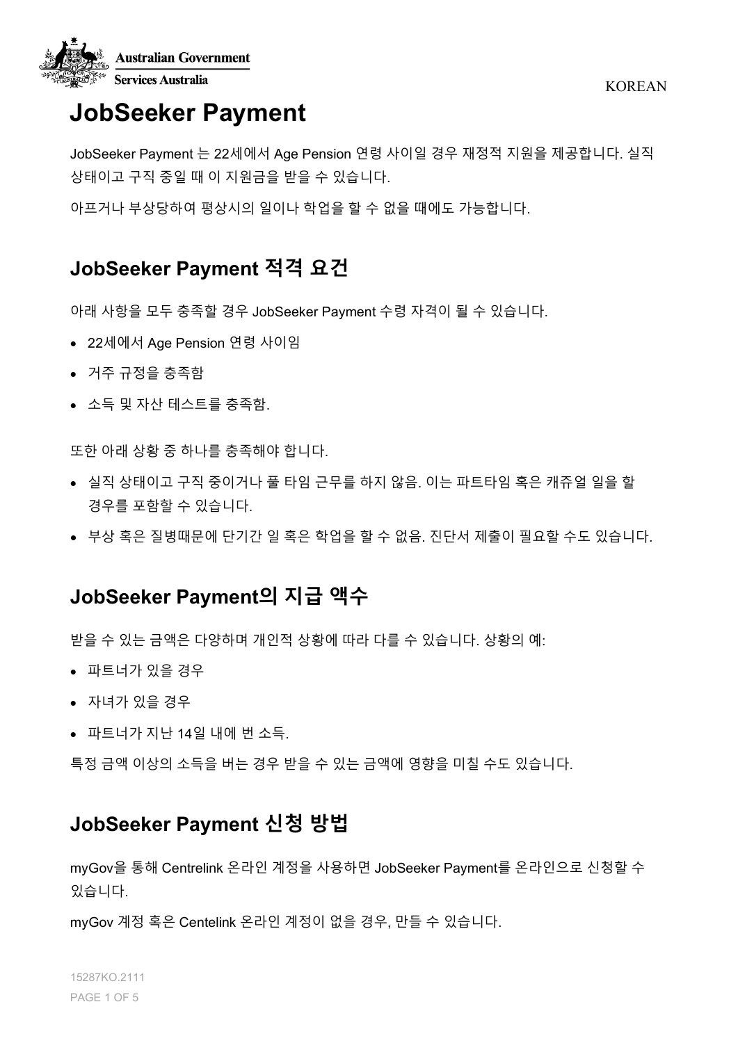# JobSeeker Payment

JobSeeker Payment 는 22세에서 Age Pension 연령 사이일 경우 재정적 지원을 제공합니다. 실직 상태이고 구직 중일 때 이 지원금을 받을 수 있습니다.

아프거나 부상당하여 평상시의 일이나 학업을 할 수 없을 때에도 가능합니다.

## JobSeeker Payment 적격 요건

아래 사항을 모두 충족할 경우 JobSeeker Payment 수령 자격이 될 수 있습니다.

- 22세에서 Age Pension 연령 사이임
- 거주 규정을 충족함
- 소득 및 자산 테스트를 충족함.

또한 아래 상황 중 하나를 충족해야 합니다.

- 실직 상태이고 구직 중이거나 풀 타임 근무를 하지 않음. 이는 파트타임 혹은 캐쥬얼 일을 할 경우를 포함할 수 있습니다.
- 부상 혹은 질병때문에 단기간 일 혹은 학업을 할 수 없음. 진단서 제출이 필요할 수도 있습니다.

## JobSeeker Payment의 지급 액수

받을 수 있는 금액은 다양하며 개인적 상황에 따라 다를 수 있습니다. 상황의 예:

- 파트너가 있을 경우
- 자녀가 있을 경우
- 파트너가 지난 14일 내에 번 소득.

특정 금액 이상의 소득을 버는 경우 받을 수 있는 금액에 영향을 미칠 수도 있습니다.

## JobSeeker Payment 신청 방법

myGov을 통해 Centrelink 온라인 계정을 사용하면 JobSeeker Payment를 온라인으로 신청할 수 있습니다.

myGov 계정 혹은 Centelink 온라인 계정이 없을 경우, 만들 수 있습니다.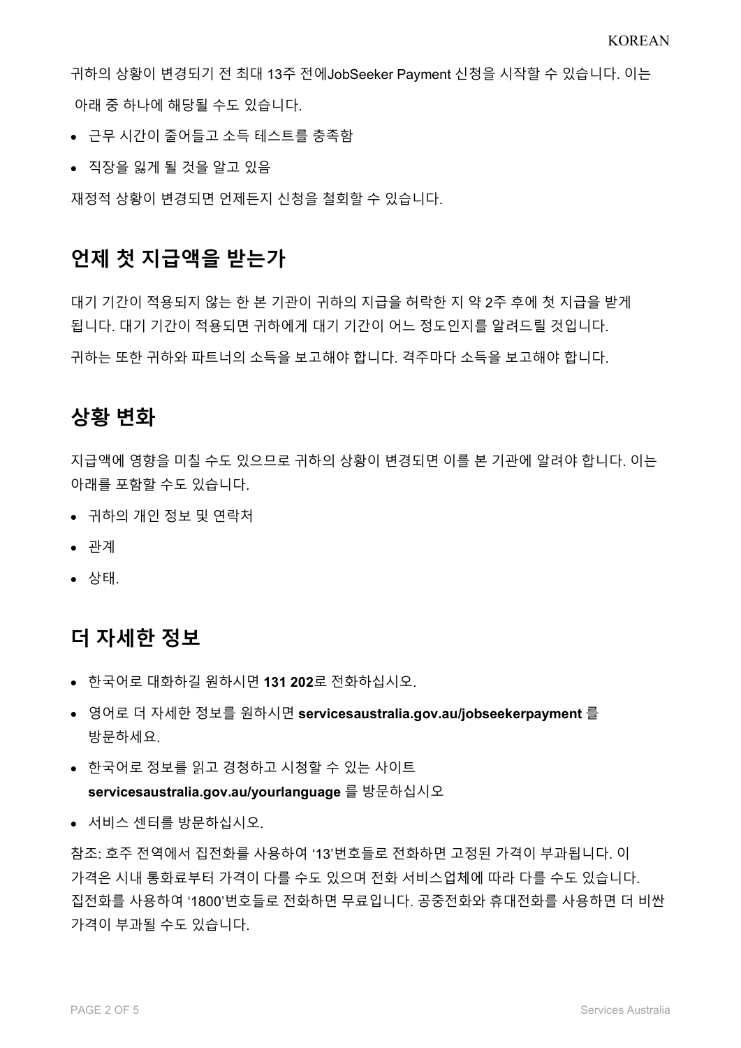귀하의 상황이 변경되기 전 최대 13주 전에JobSeeker Payment 신청을 시작할 수 있습니다. 이는 아래 중 하나에 해당될 수도 있습니다.

- 근무 시간이 줄어들고 소득 테스트를 충족함
- 직장을 잃게 될 것을 알고 있음

재정적 상황이 변경되면 언제든지 신청을 철회할 수 있습니다.

## 언제 첫 지급액을 받는가

대기 기간이 적용되지 않는 한 본 기관이 귀하의 지급을 허락한 지 약 2주 후에 첫 지급을 받게 됩니다. 대기 기간이 적용되면 귀하에게 대기 기간이 어느 정도인지를 알려드릴 것입니다.

귀하는 또한 귀하와 파트너의 소득을 보고해야 합니다. 격주마다 소득을 보고해야 합니다.

## 상황 변화

지급액에 영향을 미칠 수도 있으므로 귀하의 상황이 변경되면 이를 본 기관에 알려야 합니다. 이는 아래를 포함할 수도 있습니다.

- 귀하의 개인 정보 및 연락처
- 관계
- 상태.

## 더 자세한 정보

- 한국어로 대화하길 원하시면 **131 202**로 전화하십시오.
- 영어로 더 자세한 정보를 원하시면 **servicesaustralia.gov.au/jobseekerpayment** 를 방문하세요.
- 한국어로 정보를 읽고 경청하고 시청할 수 있는 사이트 **servicesaustralia.gov.au/yourlanguage** 를 방문하십시오
- 서비스 센터를 방문하십시오.

참조: 호주 전역에서 집전화를 사용하여 '13'번호들로 전화하면 고정된 가격이 부과됩니다. 이 가격은 시내 통화료부터 가격이 다를 수도 있으며 전화 서비스업체에 따라 다를 수도 있습니다. 집전화를 사용하여 '1800'번호들로 전화하면 무료입니다. 공중전화와 휴대전화를 사용하면 더 비싼 가격이 부과될 수도 있습니다.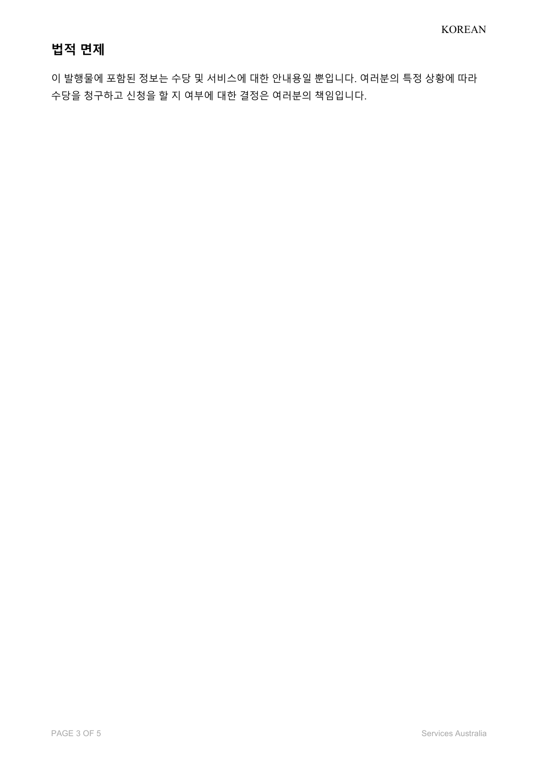## 법적 면제

이 발행물에 포함된 정보는 수당 및 서비스에 대한 안내용일 뿐입니다. 여러분의 특정 상황에 따라 수당을 청구하고 신청을 할 지 여부에 대한 결정은 여러분의 책임입니다.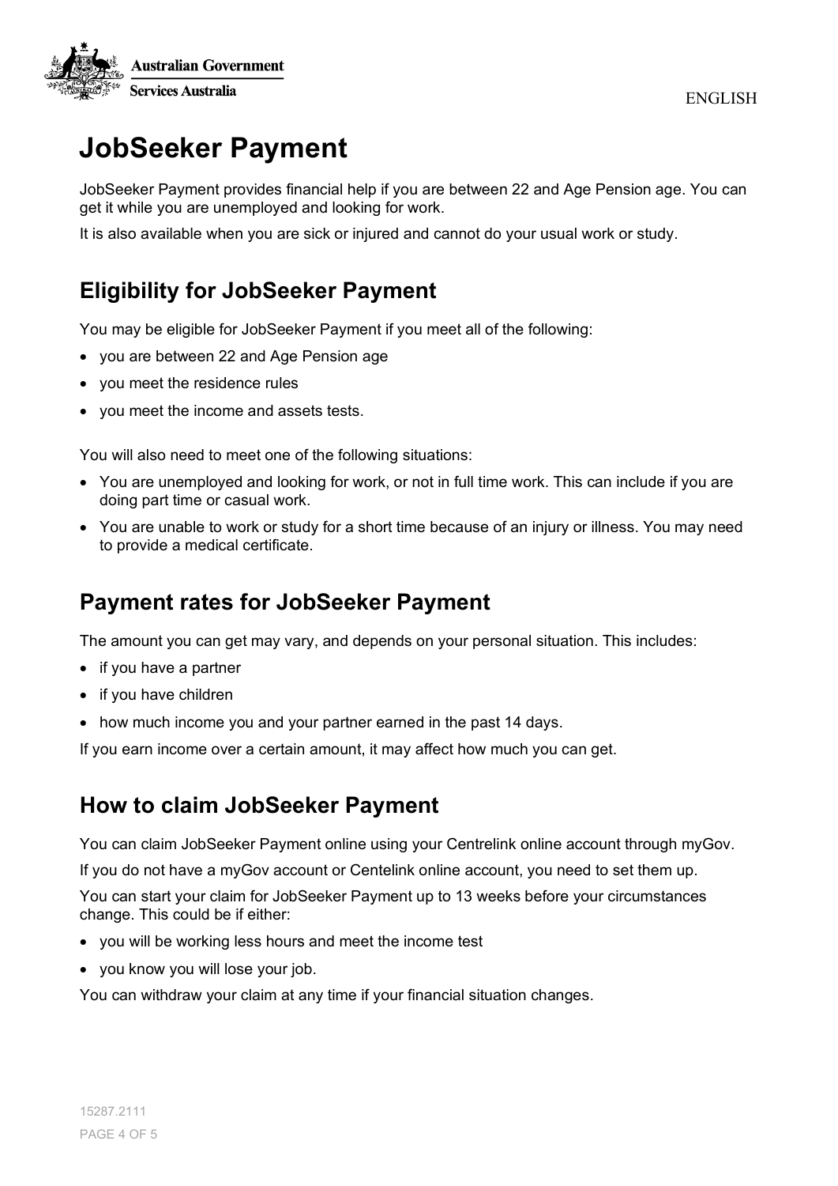# JobSeeker Payment

JobSeeker Payment provides financial help if you are between 22 and Age Pension age. You can get it while you are unemployed and looking for work.

It is also available when you are sick or injured and cannot do your usual work or study.

## Eligibility for JobSeeker Payment

You may be eligible for JobSeeker Payment if you meet all of the following:

- you are between 22 and Age Pension age
- you meet the residence rules
- you meet the income and assets tests.

You will also need to meet one of the following situations:

- You are unemployed and looking for work, or not in full time work. This can include if you are doing part time or casual work.
- You are unable to work or study for a short time because of an injury or illness. You may need to provide a medical certificate.

## Payment rates for JobSeeker Payment

The amount you can get may vary, and depends on your personal situation. This includes:

- if you have a partner
- if you have children
- how much income you and your partner earned in the past 14 days.

If you earn income over a certain amount, it may affect how much you can get.

## How to claim JobSeeker Payment

You can claim JobSeeker Payment online using your Centrelink online account through myGov.

If you do not have a myGov account or Centelink online account, you need to set them up.

You can start your claim for JobSeeker Payment up to 13 weeks before your circumstances change. This could be if either:

- you will be working less hours and meet the income test
- you know you will lose your job.

You can withdraw your claim at any time if your financial situation changes.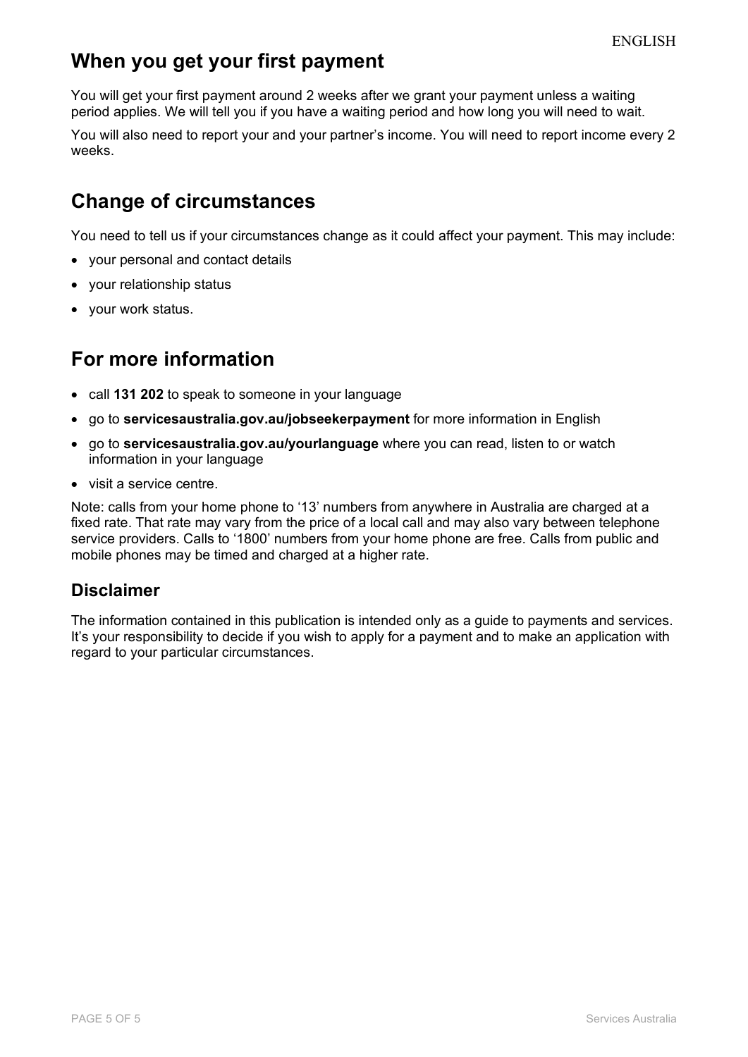## When you get your first payment

You will get your first payment around 2 weeks after we grant your payment unless a waiting period applies. We will tell you if you have a waiting period and how long you will need to wait.

You will also need to report your and your partner's income. You will need to report income every 2 weeks.

## Change of circumstances

You need to tell us if your circumstances change as it could affect your payment. This may include:

- your personal and contact details
- your relationship status
- your work status.

## For more information

- call **131 202** to speak to someone in your language
- go to **servicesaustralia.gov.au/jobseekerpayment** for more information in English
- go to **servicesaustralia.gov.au/yourlanguage** where you can read, listen to or watch information in your language
- visit a service centre.

Note: calls from your home phone to '13' numbers from anywhere in Australia are charged at a fixed rate. That rate may vary from the price of a local call and may also vary between telephone service providers. Calls to '1800' numbers from your home phone are free. Calls from public and mobile phones may be timed and charged at a higher rate.

### Disclaimer

The information contained in this publication is intended only as a guide to payments and services. It's your responsibility to decide if you wish to apply for a payment and to make an application with regard to your particular circumstances.